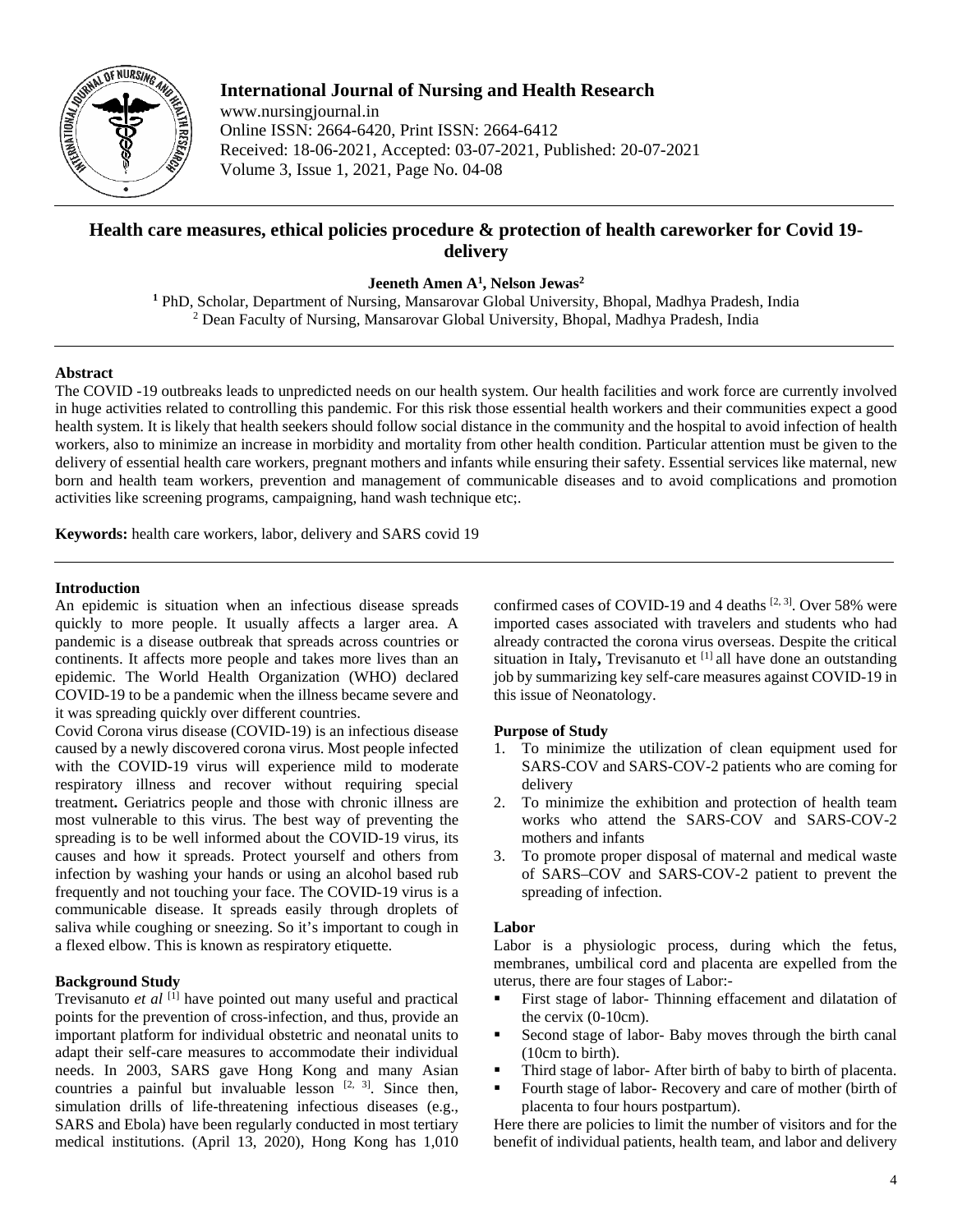# Health care measures, ethical policies procedure & protection of health careworker for Covid 19-delivery

**Jeeneth Amen A[1], Nelson Jewas[2]**

[1] PhD, Scholar, Department of Nursing, Mansarovar Global University, Bhopal, Madhya Pradesh, India
[2] Dean Faculty of Nursing, Mansarovar Global University, Bhopal, Madhya Pradesh, India

## Abstract

The COVID -19 outbreaks leads to unpredicted needs on our health system. Our health facilities and work force are currently involved in huge activities related to controlling this pandemic. For this risk those essential health workers and their communities expect a good health system. It is likely that health seekers should follow social distance in the community and the hospital to avoid infection of health workers, also to minimize an increase in morbidity and mortality from other health condition. Particular attention must be given to the delivery of essential health care workers, pregnant mothers and infants while ensuring their safety. Essential services like maternal, new born and health team workers, prevention and management of communicable diseases and to avoid complications and promotion activities like screening programs, campaigning, hand wash technique etc;.

**Keywords:** health care workers, labor, delivery and SARS covid 19

## Introduction

An epidemic is situation when an infectious disease spreads quickly to more people. It usually affects a larger area. A pandemic is a disease outbreak that spreads across countries or continents. It affects more people and takes more lives than an epidemic. The World Health Organization (WHO) declared COVID-19 to be a pandemic when the illness became severe and it was spreading quickly over different countries.

Covid Corona virus disease (COVID-19) is an infectious disease caused by a newly discovered corona virus. Most people infected with the COVID-19 virus will experience mild to moderate respiratory illness and recover without requiring special treatment**.** Geriatrics people and those with chronic illness are most vulnerable to this virus. The best way of preventing the spreading is to be well informed about the COVID-19 virus, its causes and how it spreads. Protect yourself and others from infection by washing your hands or using an alcohol based rub frequently and not touching your face. The COVID-19 virus is a communicable disease. It spreads easily through droplets of saliva while coughing or sneezing. So it's important to cough in a flexed elbow. This is known as respiratory etiquette.

## Background Study

Trevisanuto *et al* [1] have pointed out many useful and practical points for the prevention of cross-infection, and thus, provide an important platform for individual obstetric and neonatal units to adapt their self-care measures to accommodate their individual needs. In 2003, SARS gave Hong Kong and many Asian countries a painful but invaluable lesson [2, 3]. Since then, simulation drills of life-threatening infectious diseases (e.g., SARS and Ebola) have been regularly conducted in most tertiary medical institutions. (April 13, 2020), Hong Kong has 1,010 confirmed cases of COVID-19 and 4 deaths [2, 3]. Over 58% were imported cases associated with travelers and students who had already contracted the corona virus overseas. Despite the critical situation in Italy**,** Trevisanuto et [1] all have done an outstanding job by summarizing key self-care measures against COVID-19 in this issue of Neonatology.

## Purpose of Study

1. To minimize the utilization of clean equipment used for SARS-COV and SARS-COV-2 patients who are coming for delivery
2. To minimize the exhibition and protection of health team works who attend the SARS-COV and SARS-COV-2 mothers and infants
3. To promote proper disposal of maternal and medical waste of SARS–COV and SARS-COV-2 patient to prevent the spreading of infection.

## Labor

Labor is a physiologic process, during which the fetus, membranes, umbilical cord and placenta are expelled from the uterus, there are four stages of Labor:-

- First stage of labor- Thinning effacement and dilatation of the cervix (0-10cm).
- Second stage of labor- Baby moves through the birth canal (10cm to birth).
- Third stage of labor- After birth of baby to birth of placenta.
- Fourth stage of labor- Recovery and care of mother (birth of placenta to four hours postpartum).

Here there are policies to limit the number of visitors and for the benefit of individual patients, health team, and labor and delivery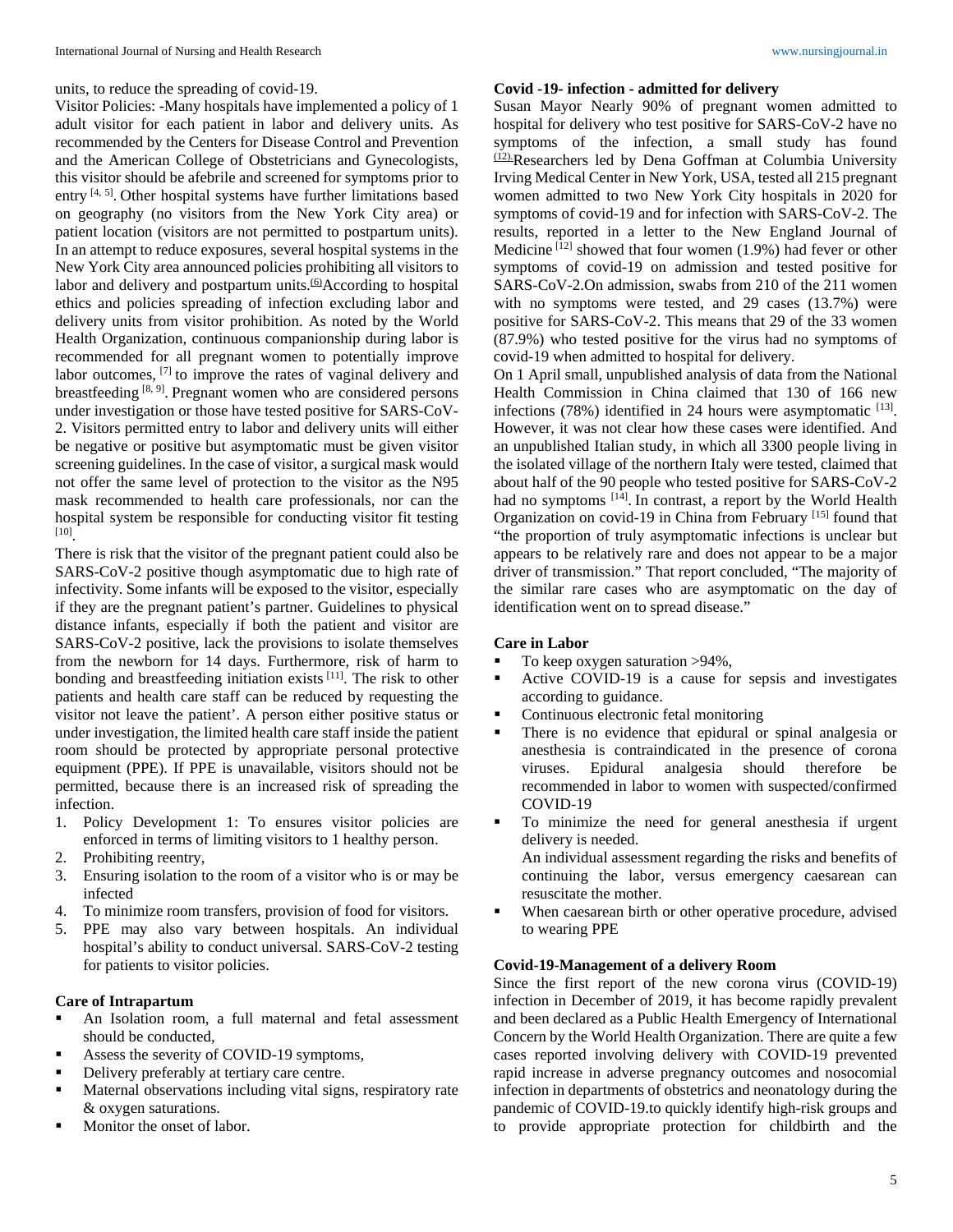units, to reduce the spreading of covid-19.

Visitor Policies: -Many hospitals have implemented a policy of 1 adult visitor for each patient in labor and delivery units. As recommended by the Centers for Disease Control and Prevention and the American College of Obstetricians and Gynecologists, this visitor should be afebrile and screened for symptoms prior to entry [4, 5]. Other hospital systems have further limitations based on geography (no visitors from the New York City area) or patient location (visitors are not permitted to postpartum units). In an attempt to reduce exposures, several hospital systems in the New York City area announced policies prohibiting all visitors to labor and delivery and postpartum units.(6) According to hospital ethics and policies spreading of infection excluding labor and delivery units from visitor prohibition. As noted by the World Health Organization, continuous companionship during labor is recommended for all pregnant women to potentially improve labor outcomes, [7] to improve the rates of vaginal delivery and breastfeeding [8, 9]. Pregnant women who are considered persons under investigation or those have tested positive for SARS-CoV-2. Visitors permitted entry to labor and delivery units will either be negative or positive but asymptomatic must be given visitor screening guidelines. In the case of visitor, a surgical mask would not offer the same level of protection to the visitor as the N95 mask recommended to health care professionals, nor can the hospital system be responsible for conducting visitor fit testing [10].

There is risk that the visitor of the pregnant patient could also be SARS-CoV-2 positive though asymptomatic due to high rate of infectivity. Some infants will be exposed to the visitor, especially if they are the pregnant patient's partner. Guidelines to physical distance infants, especially if both the patient and visitor are SARS-CoV-2 positive, lack the provisions to isolate themselves from the newborn for 14 days. Furthermore, risk of harm to bonding and breastfeeding initiation exists [11]. The risk to other patients and health care staff can be reduced by requesting the visitor not leave the patient'. A person either positive status or under investigation, the limited health care staff inside the patient room should be protected by appropriate personal protective equipment (PPE). If PPE is unavailable, visitors should not be permitted, because there is an increased risk of spreading the infection.

1. Policy Development 1: To ensures visitor policies are enforced in terms of limiting visitors to 1 healthy person.
2. Prohibiting reentry,
3. Ensuring isolation to the room of a visitor who is or may be infected
4. To minimize room transfers, provision of food for visitors.
5. PPE may also vary between hospitals. An individual hospital's ability to conduct universal. SARS-CoV-2 testing for patients to visitor policies.

**Care of Intrapartum**

- An Isolation room, a full maternal and fetal assessment should be conducted,
- Assess the severity of COVID-19 symptoms,
- Delivery preferably at tertiary care centre.
- Maternal observations including vital signs, respiratory rate & oxygen saturations.
- Monitor the onset of labor.

**Covid -19- infection - admitted for delivery**

Susan Mayor Nearly 90% of pregnant women admitted to hospital for delivery who test positive for SARS-CoV-2 have no symptoms of the infection, a small study has found (12). Researchers led by Dena Goffman at Columbia University Irving Medical Center in New York, USA, tested all 215 pregnant women admitted to two New York City hospitals in 2020 for symptoms of covid-19 and for infection with SARS-CoV-2. The results, reported in a letter to the New England Journal of Medicine [12] showed that four women (1.9%) had fever or other symptoms of covid-19 on admission and tested positive for SARS-CoV-2.On admission, swabs from 210 of the 211 women with no symptoms were tested, and 29 cases (13.7%) were positive for SARS-CoV-2. This means that 29 of the 33 women (87.9%) who tested positive for the virus had no symptoms of covid-19 when admitted to hospital for delivery.

On 1 April small, unpublished analysis of data from the National Health Commission in China claimed that 130 of 166 new infections (78%) identified in 24 hours were asymptomatic [13]. However, it was not clear how these cases were identified. And an unpublished Italian study, in which all 3300 people living in the isolated village of the northern Italy were tested, claimed that about half of the 90 people who tested positive for SARS-CoV-2 had no symptoms [14]. In contrast, a report by the World Health Organization on covid-19 in China from February [15] found that "the proportion of truly asymptomatic infections is unclear but appears to be relatively rare and does not appear to be a major driver of transmission." That report concluded, "The majority of the similar rare cases who are asymptomatic on the day of identification went on to spread disease."

**Care in Labor**

- To keep oxygen saturation >94%,
- Active COVID-19 is a cause for sepsis and investigates according to guidance.
- Continuous electronic fetal monitoring
- There is no evidence that epidural or spinal analgesia or anesthesia is contraindicated in the presence of corona viruses. Epidural analgesia should therefore be recommended in labor to women with suspected/confirmed COVID-19
- To minimize the need for general anesthesia if urgent delivery is needed.
  An individual assessment regarding the risks and benefits of continuing the labor, versus emergency caesarean can resuscitate the mother.
- When caesarean birth or other operative procedure, advised to wearing PPE

**Covid-19-Management of a delivery Room**

Since the first report of the new corona virus (COVID-19) infection in December of 2019, it has become rapidly prevalent and been declared as a Public Health Emergency of International Concern by the World Health Organization. There are quite a few cases reported involving delivery with COVID-19 prevented rapid increase in adverse pregnancy outcomes and nosocomial infection in departments of obstetrics and neonatology during the pandemic of COVID-19.to quickly identify high-risk groups and to provide appropriate protection for childbirth and the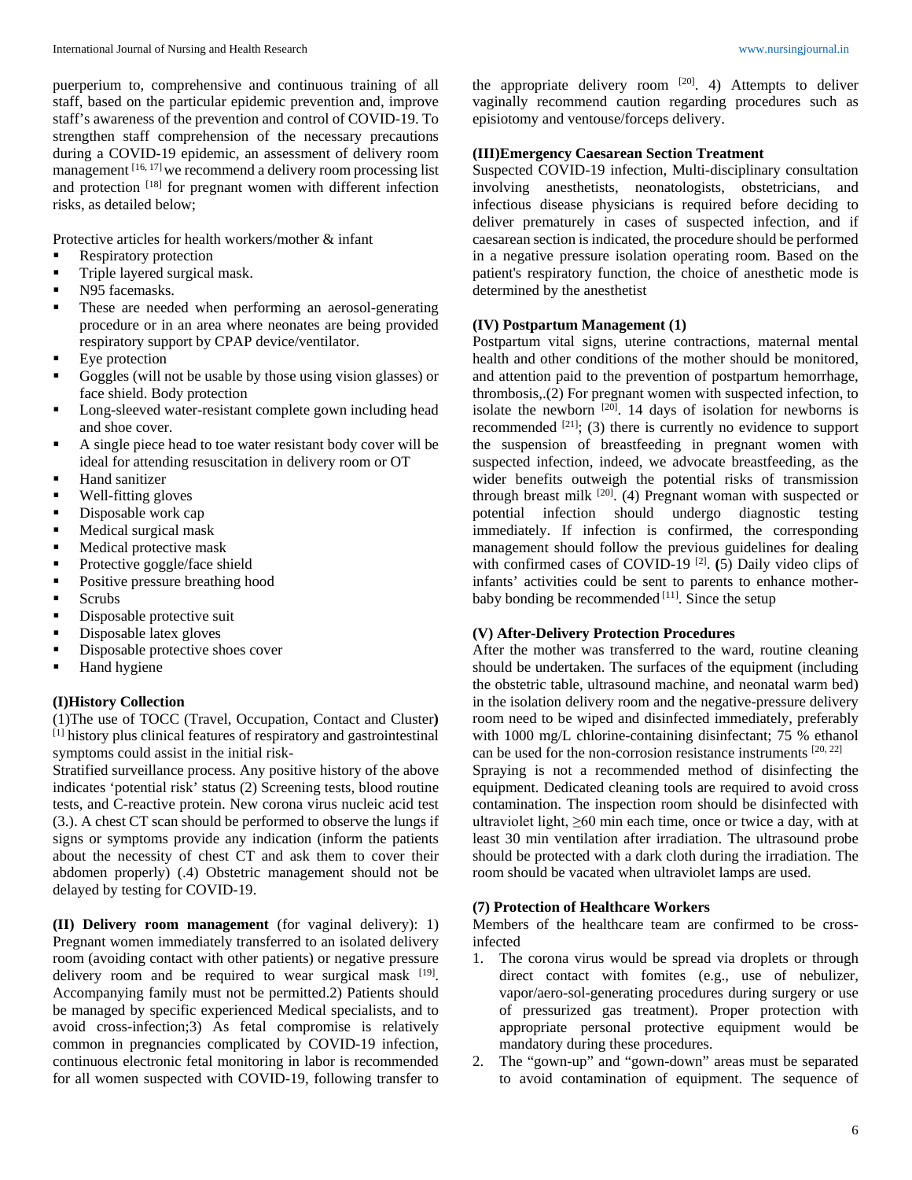puerperium to, comprehensive and continuous training of all staff, based on the particular epidemic prevention and, improve staff's awareness of the prevention and control of COVID-19. To strengthen staff comprehension of the necessary precautions during a COVID-19 epidemic, an assessment of delivery room management [16, 17] we recommend a delivery room processing list and protection [18] for pregnant women with different infection risks, as detailed below;

Protective articles for health workers/mother & infant

- Respiratory protection
- Triple layered surgical mask.
- N95 facemasks.
- These are needed when performing an aerosol-generating procedure or in an area where neonates are being provided respiratory support by CPAP device/ventilator.
- Eye protection
- Goggles (will not be usable by those using vision glasses) or face shield. Body protection
- Long-sleeved water-resistant complete gown including head and shoe cover.
- A single piece head to toe water resistant body cover will be ideal for attending resuscitation in delivery room or OT
- Hand sanitizer
- Well-fitting gloves
- Disposable work cap
- Medical surgical mask
- Medical protective mask
- Protective goggle/face shield
- Positive pressure breathing hood
- Scrubs
- Disposable protective suit
- Disposable latex gloves
- Disposable protective shoes cover
- Hand hygiene

### (I)History Collection

(1)The use of TOCC (Travel, Occupation, Contact and Cluster**)** [1] history plus clinical features of respiratory and gastrointestinal symptoms could assist in the initial risk-

Stratified surveillance process. Any positive history of the above indicates 'potential risk' status (2) Screening tests, blood routine tests, and C-reactive protein. New corona virus nucleic acid test (3.). A chest CT scan should be performed to observe the lungs if signs or symptoms provide any indication (inform the patients about the necessity of chest CT and ask them to cover their abdomen properly) (.4) Obstetric management should not be delayed by testing for COVID-19.

**(II) Delivery room management** (for vaginal delivery): 1) Pregnant women immediately transferred to an isolated delivery room (avoiding contact with other patients) or negative pressure delivery room and be required to wear surgical mask [19]. Accompanying family must not be permitted.2) Patients should be managed by specific experienced Medical specialists, and to avoid cross-infection;3) As fetal compromise is relatively common in pregnancies complicated by COVID-19 infection, continuous electronic fetal monitoring in labor is recommended for all women suspected with COVID-19, following transfer to the appropriate delivery room [20]. 4) Attempts to deliver vaginally recommend caution regarding procedures such as episiotomy and ventouse/forceps delivery.

### (III)Emergency Caesarean Section Treatment

Suspected COVID-19 infection, Multi-disciplinary consultation involving anesthetists, neonatologists, obstetricians, and infectious disease physicians is required before deciding to deliver prematurely in cases of suspected infection, and if caesarean section is indicated, the procedure should be performed in a negative pressure isolation operating room. Based on the patient's respiratory function, the choice of anesthetic mode is determined by the anesthetist

### (IV) Postpartum Management (1)

Postpartum vital signs, uterine contractions, maternal mental health and other conditions of the mother should be monitored, and attention paid to the prevention of postpartum hemorrhage, thrombosis,.(2) For pregnant women with suspected infection, to isolate the newborn [20]. 14 days of isolation for newborns is recommended [21]; (3) there is currently no evidence to support the suspension of breastfeeding in pregnant women with suspected infection, indeed, we advocate breastfeeding, as the wider benefits outweigh the potential risks of transmission through breast milk [20]. (4) Pregnant woman with suspected or potential infection should undergo diagnostic testing immediately. If infection is confirmed, the corresponding management should follow the previous guidelines for dealing with confirmed cases of COVID-19 [2]. **(**5) Daily video clips of infants' activities could be sent to parents to enhance mother-baby bonding be recommended [11]. Since the setup

### (V) After-Delivery Protection Procedures

After the mother was transferred to the ward, routine cleaning should be undertaken. The surfaces of the equipment (including the obstetric table, ultrasound machine, and neonatal warm bed) in the isolation delivery room and the negative-pressure delivery room need to be wiped and disinfected immediately, preferably with 1000 mg/L chlorine-containing disinfectant; 75 % ethanol can be used for the non-corrosion resistance instruments [20, 22]

Spraying is not a recommended method of disinfecting the equipment. Dedicated cleaning tools are required to avoid cross contamination. The inspection room should be disinfected with ultraviolet light, ≥60 min each time, once or twice a day, with at least 30 min ventilation after irradiation. The ultrasound probe should be protected with a dark cloth during the irradiation. The room should be vacated when ultraviolet lamps are used.

### (7) Protection of Healthcare Workers

Members of the healthcare team are confirmed to be cross-infected

1. The corona virus would be spread via droplets or through direct contact with fomites (e.g., use of nebulizer, vapor/aero-sol-generating procedures during surgery or use of pressurized gas treatment). Proper protection with appropriate personal protective equipment would be mandatory during these procedures.
2. The "gown-up" and "gown-down" areas must be separated to avoid contamination of equipment. The sequence of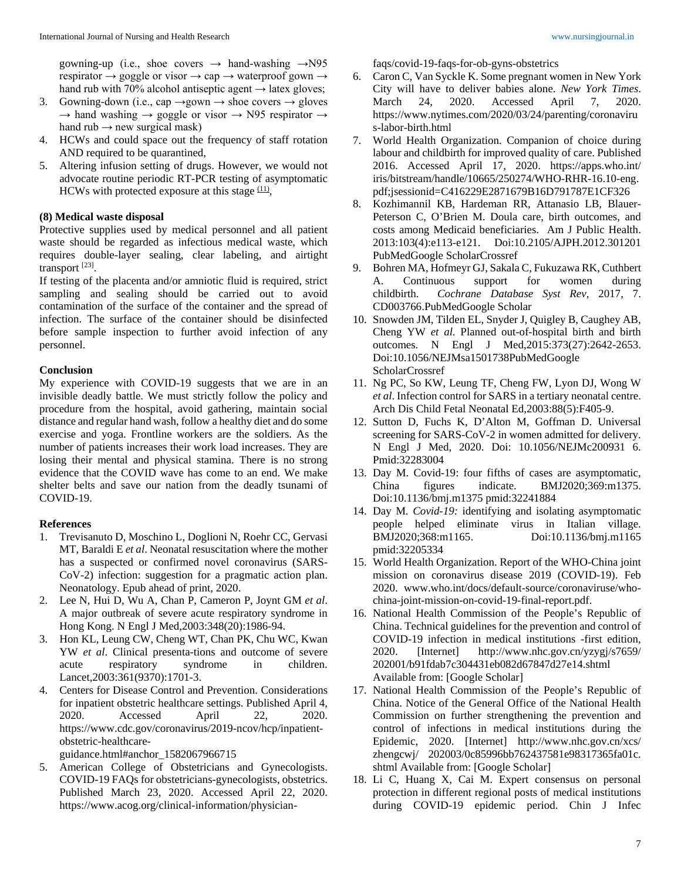gowning-up (i.e., shoe covers → hand-washing →N95 respirator → goggle or visor → cap → waterproof gown → hand rub with 70% alcohol antiseptic agent → latex gloves;
3. Gowning-down (i.e., cap →gown → shoe covers → gloves → hand washing → goggle or visor → N95 respirator → hand rub → new surgical mask)
4. HCWs and could space out the frequency of staff rotation AND required to be quarantined,
5. Altering infusion setting of drugs. However, we would not advocate routine periodic RT-PCR testing of asymptomatic HCWs with protected exposure at this stage [11],

**(8) Medical waste disposal**

Protective supplies used by medical personnel and all patient waste should be regarded as infectious medical waste, which requires double-layer sealing, clear labeling, and airtight transport [23].

If testing of the placenta and/or amniotic fluid is required, strict sampling and sealing should be carried out to avoid contamination of the surface of the container and the spread of infection. The surface of the container should be disinfected before sample inspection to further avoid infection of any personnel.

## Conclusion

My experience with COVID-19 suggests that we are in an invisible deadly battle. We must strictly follow the policy and procedure from the hospital, avoid gathering, maintain social distance and regular hand wash, follow a healthy diet and do some exercise and yoga. Frontline workers are the soldiers. As the number of patients increases their work load increases. They are losing their mental and physical stamina. There is no strong evidence that the COVID wave has come to an end. We make shelter belts and save our nation from the deadly tsunami of COVID-19.

## References

1. Trevisanuto D, Moschino L, Doglioni N, Roehr CC, Gervasi MT, Baraldi E *et al*. Neonatal resuscitation where the mother has a suspected or confirmed novel coronavirus (SARS-CoV-2) infection: suggestion for a pragmatic action plan. Neonatology. Epub ahead of print, 2020.
2. Lee N, Hui D, Wu A, Chan P, Cameron P, Joynt GM *et al*. A major outbreak of severe acute respiratory syndrome in Hong Kong. N Engl J Med,2003:348(20):1986-94.
3. Hon KL, Leung CW, Cheng WT, Chan PK, Chu WC, Kwan YW *et al*. Clinical presenta-tions and outcome of severe acute respiratory syndrome in children. Lancet,2003:361(9370):1701-3.
4. Centers for Disease Control and Prevention. Considerations for inpatient obstetric healthcare settings. Published April 4, 2020. Accessed April 22, 2020. https://www.cdc.gov/coronavirus/2019-ncov/hcp/inpatient-obstetric-healthcare-guidance.html#anchor_1582067966715
5. American College of Obstetricians and Gynecologists. COVID-19 FAQs for obstetricians-gynecologists, obstetrics. Published March 23, 2020. Accessed April 22, 2020. https://www.acog.org/clinical-information/physician-faqs/covid-19-faqs-for-ob-gyns-obstetrics
6. Caron C, Van Syckle K. Some pregnant women in New York City will have to deliver babies alone. *New York Times*. March 24, 2020. Accessed April 7, 2020. https://www.nytimes.com/2020/03/24/parenting/coronavirus-labor-birth.html
7. World Health Organization. Companion of choice during labour and childbirth for improved quality of care. Published 2016. Accessed April 17, 2020. https://apps.who.int/iris/bitstream/handle/10665/250274/WHO-RHR-16.10-eng.pdf;jsessionid=C416229E2871679B16D791787E1CF326
8. Kozhimannil KB, Hardeman RR, Attanasio LB, Blauer-Peterson C, O'Brien M. Doula care, birth outcomes, and costs among Medicaid beneficiaries. Am J Public Health. 2013:103(4):e113-e121. Doi:10.2105/AJPH.2012.301201 PubMedGoogle ScholarCrossref
9. Bohren MA, Hofmeyr GJ, Sakala C, Fukuzawa RK, Cuthbert A. Continuous support for women during childbirth. *Cochrane Database Syst Rev*, 2017, 7. CD003766.PubMedGoogle Scholar
10. Snowden JM, Tilden EL, Snyder J, Quigley B, Caughey AB, Cheng YW *et al.* Planned out-of-hospital birth and birth outcomes. N Engl J Med,2015:373(27):2642-2653. Doi:10.1056/NEJMsa1501738PubMedGoogle ScholarCrossref
11. Ng PC, So KW, Leung TF, Cheng FW, Lyon DJ, Wong W *et al*. Infection control for SARS in a tertiary neonatal centre. Arch Dis Child Fetal Neonatal Ed,2003:88(5):F405-9.
12. Sutton D, Fuchs K, D'Alton M, Goffman D. Universal screening for SARS-CoV-2 in women admitted for delivery. N Engl J Med, 2020. Doi: 10.1056/NEJMc200931 6. Pmid:32283004
13. Day M. Covid-19: four fifths of cases are asymptomatic, China figures indicate. BMJ2020;369:m1375. Doi:10.1136/bmj.m1375 pmid:32241884
14. Day M. *Covid-19:* identifying and isolating asymptomatic people helped eliminate virus in Italian village. BMJ2020;368:m1165. Doi:10.1136/bmj.m1165 pmid:32205334
15. World Health Organization. Report of the WHO-China joint mission on coronavirus disease 2019 (COVID-19). Feb 2020. www.who.int/docs/default-source/coronaviruse/who-china-joint-mission-on-covid-19-final-report.pdf.
16. National Health Commission of the People's Republic of China. Technical guidelines for the prevention and control of COVID-19 infection in medical institutions -first edition, 2020. [Internet] http://www.nhc.gov.cn/yzygj/s7659/202001/b91fdab7c304431eb082d67847d27e14.shtml Available from: [Google Scholar]
17. National Health Commission of the People's Republic of China. Notice of the General Office of the National Health Commission on further strengthening the prevention and control of infections in medical institutions during the Epidemic, 2020. [Internet] http://www.nhc.gov.cn/xcs/zhengcwj/ 202003/0c85996bb762437581e98317365fa01c.shtml Available from: [Google Scholar]
18. Li C, Huang X, Cai M. Expert consensus on personal protection in different regional posts of medical institutions during COVID-19 epidemic period. Chin J Infec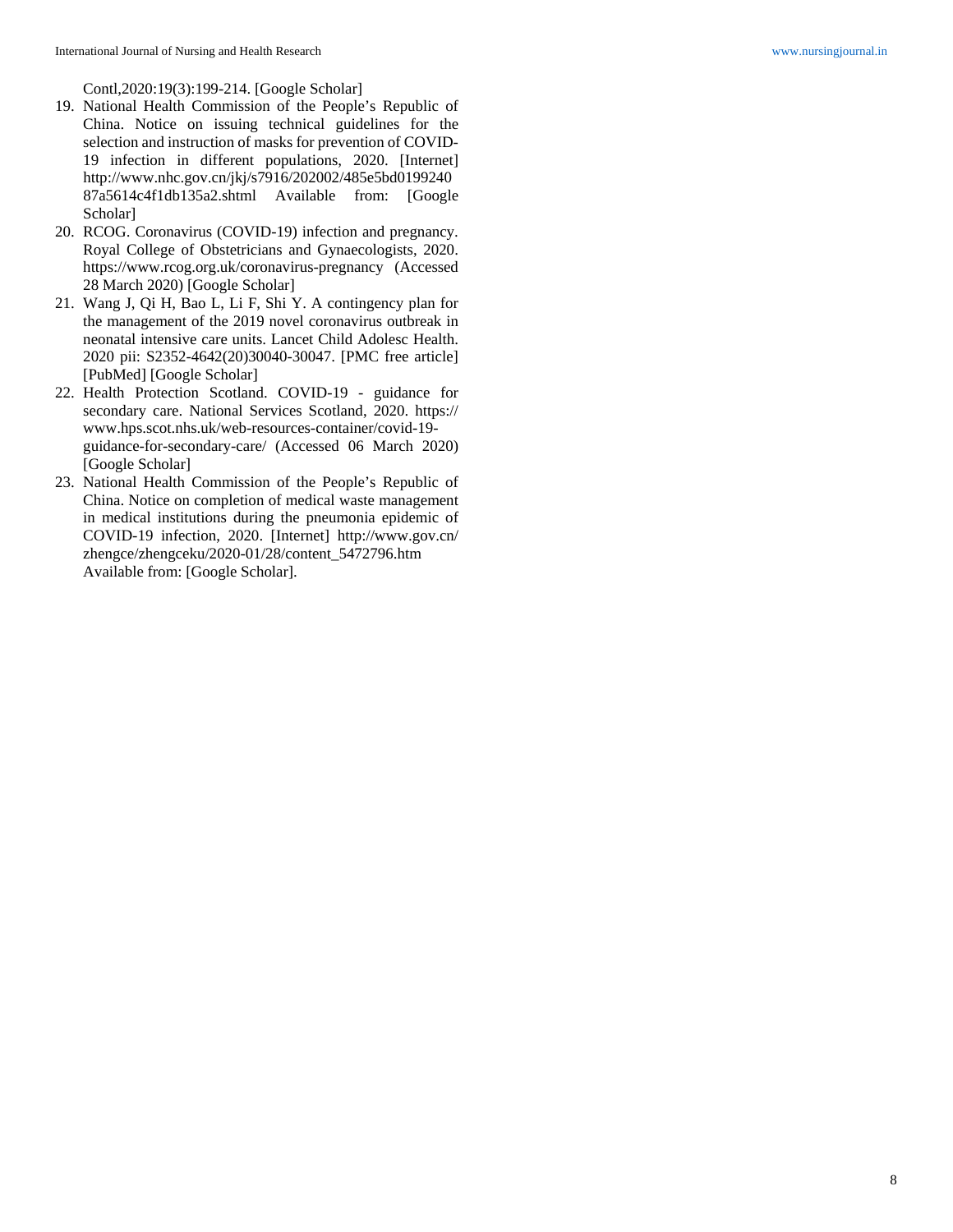Contl,2020:19(3):199-214. [Google Scholar]

19. National Health Commission of the People's Republic of China. Notice on issuing technical guidelines for the selection and instruction of masks for prevention of COVID-19 infection in different populations, 2020. [Internet] http://www.nhc.gov.cn/jkj/s7916/202002/485e5bd019924087a5614c4f1db135a2.shtml Available from: [Google Scholar]
20. RCOG. Coronavirus (COVID-19) infection and pregnancy. Royal College of Obstetricians and Gynaecologists, 2020. https://www.rcog.org.uk/coronavirus-pregnancy (Accessed 28 March 2020) [Google Scholar]
21. Wang J, Qi H, Bao L, Li F, Shi Y. A contingency plan for the management of the 2019 novel coronavirus outbreak in neonatal intensive care units. Lancet Child Adolesc Health. 2020 pii: S2352-4642(20)30040-30047. [PMC free article] [PubMed] [Google Scholar]
22. Health Protection Scotland. COVID-19 - guidance for secondary care. National Services Scotland, 2020. https://www.hps.scot.nhs.uk/web-resources-container/covid-19-guidance-for-secondary-care/ (Accessed 06 March 2020) [Google Scholar]
23. National Health Commission of the People's Republic of China. Notice on completion of medical waste management in medical institutions during the pneumonia epidemic of COVID-19 infection, 2020. [Internet] http://www.gov.cn/zhengce/zhengceku/2020-01/28/content_5472796.htm Available from: [Google Scholar].